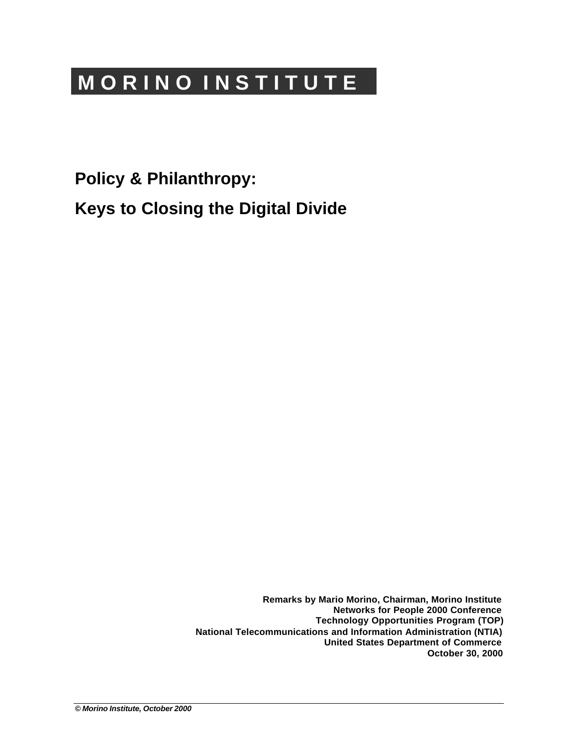# M O R I N O I N S T I T U T E

## Policy & Philanthropy:

## Keys to Closing the Digital Divide

**Remarks by Mario Morino, Chairman, Morino Institute**
**Networks for People 2000 Conference**
**Technology Opportunities Program (TOP)**
**National Telecommunications and Information Administration (NTIA)**
**United States Department of Commerce**
**October 30, 2000**

*© Morino Institute, October 2000*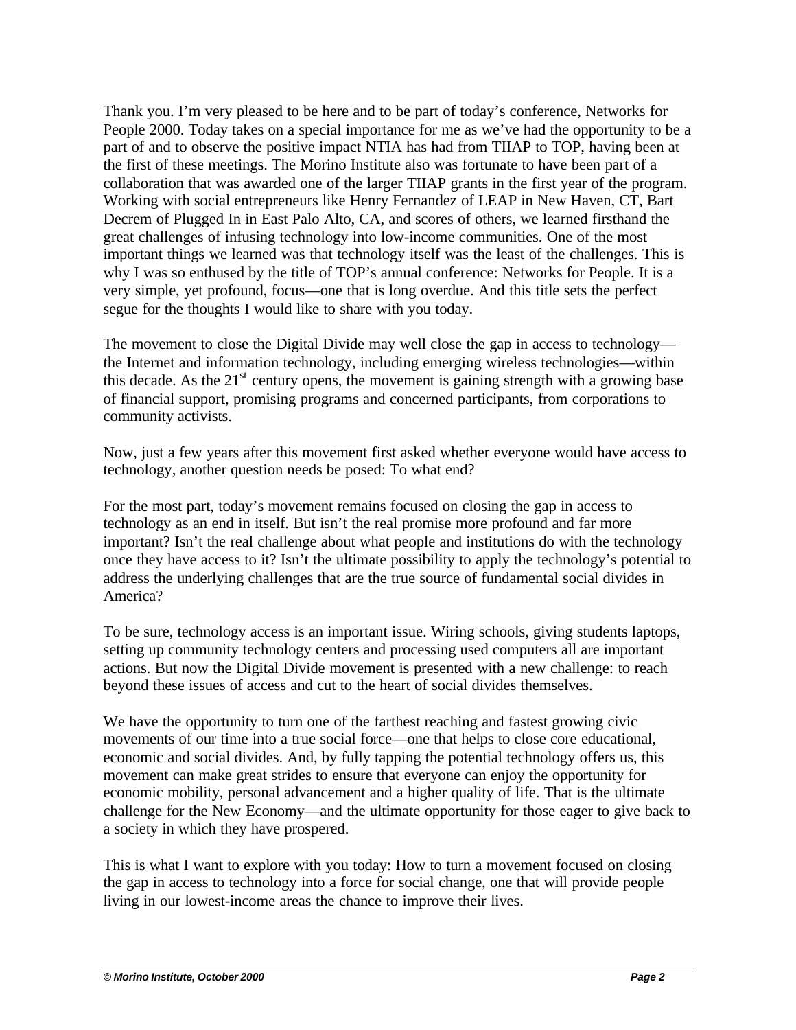Thank you. I'm very pleased to be here and to be part of today's conference, Networks for People 2000. Today takes on a special importance for me as we've had the opportunity to be a part of and to observe the positive impact NTIA has had from TIIAP to TOP, having been at the first of these meetings. The Morino Institute also was fortunate to have been part of a collaboration that was awarded one of the larger TIIAP grants in the first year of the program. Working with social entrepreneurs like Henry Fernandez of LEAP in New Haven, CT, Bart Decrem of Plugged In in East Palo Alto, CA, and scores of others, we learned firsthand the great challenges of infusing technology into low-income communities. One of the most important things we learned was that technology itself was the least of the challenges. This is why I was so enthused by the title of TOP's annual conference: Networks for People. It is a very simple, yet profound, focus—one that is long overdue. And this title sets the perfect segue for the thoughts I would like to share with you today.

The movement to close the Digital Divide may well close the gap in access to technology—the Internet and information technology, including emerging wireless technologies—within this decade. As the 21st century opens, the movement is gaining strength with a growing base of financial support, promising programs and concerned participants, from corporations to community activists.

Now, just a few years after this movement first asked whether everyone would have access to technology, another question needs be posed: To what end?

For the most part, today's movement remains focused on closing the gap in access to technology as an end in itself. But isn't the real promise more profound and far more important? Isn't the real challenge about what people and institutions do with the technology once they have access to it? Isn't the ultimate possibility to apply the technology's potential to address the underlying challenges that are the true source of fundamental social divides in America?

To be sure, technology access is an important issue. Wiring schools, giving students laptops, setting up community technology centers and processing used computers all are important actions. But now the Digital Divide movement is presented with a new challenge: to reach beyond these issues of access and cut to the heart of social divides themselves.

We have the opportunity to turn one of the farthest reaching and fastest growing civic movements of our time into a true social force—one that helps to close core educational, economic and social divides. And, by fully tapping the potential technology offers us, this movement can make great strides to ensure that everyone can enjoy the opportunity for economic mobility, personal advancement and a higher quality of life. That is the ultimate challenge for the New Economy—and the ultimate opportunity for those eager to give back to a society in which they have prospered.

This is what I want to explore with you today: How to turn a movement focused on closing the gap in access to technology into a force for social change, one that will provide people living in our lowest-income areas the chance to improve their lives.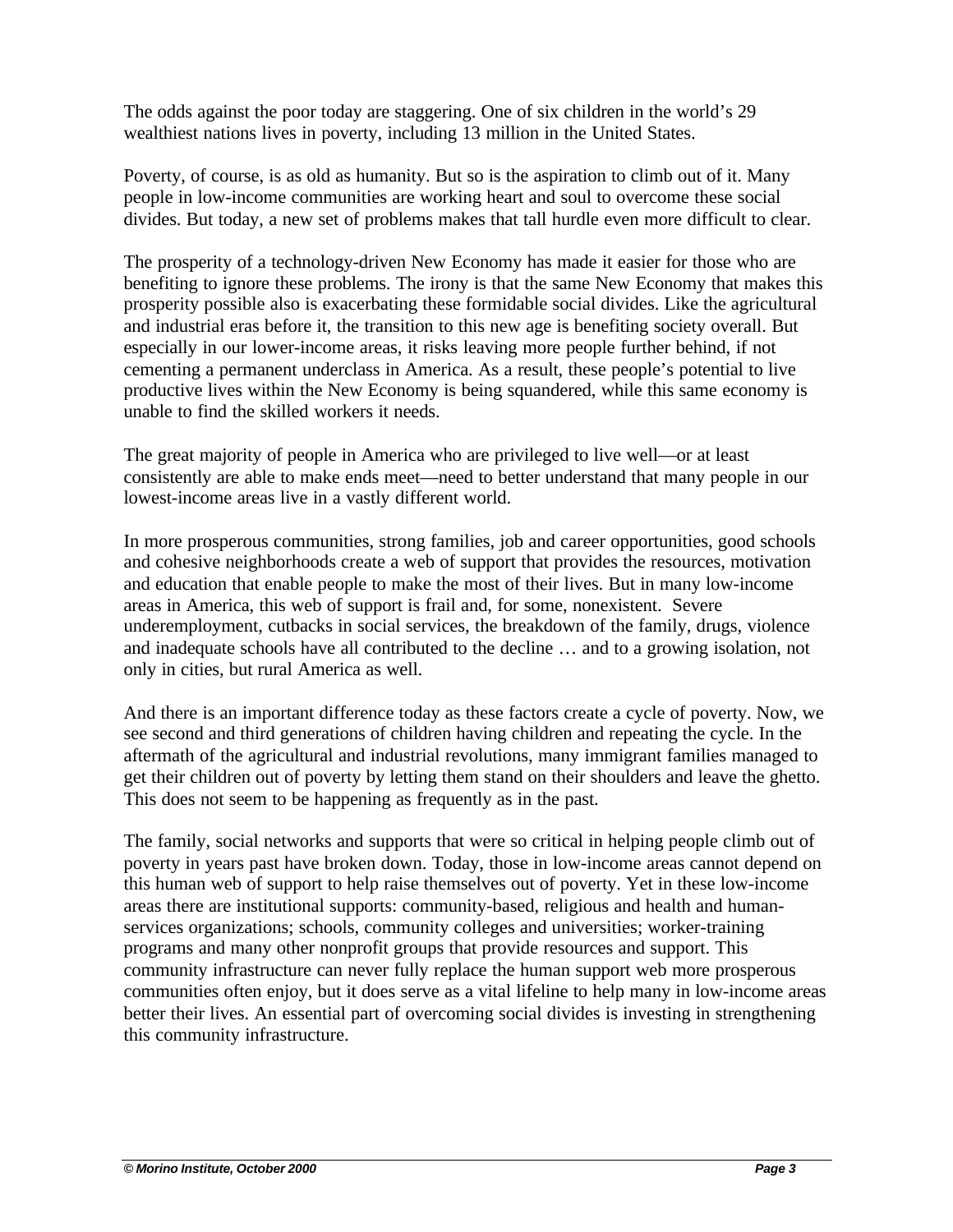The odds against the poor today are staggering. One of six children in the world's 29 wealthiest nations lives in poverty, including 13 million in the United States.

Poverty, of course, is as old as humanity. But so is the aspiration to climb out of it. Many people in low-income communities are working heart and soul to overcome these social divides. But today, a new set of problems makes that tall hurdle even more difficult to clear.

The prosperity of a technology-driven New Economy has made it easier for those who are benefiting to ignore these problems. The irony is that the same New Economy that makes this prosperity possible also is exacerbating these formidable social divides. Like the agricultural and industrial eras before it, the transition to this new age is benefiting society overall. But especially in our lower-income areas, it risks leaving more people further behind, if not cementing a permanent underclass in America. As a result, these people's potential to live productive lives within the New Economy is being squandered, while this same economy is unable to find the skilled workers it needs.

The great majority of people in America who are privileged to live well—or at least consistently are able to make ends meet—need to better understand that many people in our lowest-income areas live in a vastly different world.

In more prosperous communities, strong families, job and career opportunities, good schools and cohesive neighborhoods create a web of support that provides the resources, motivation and education that enable people to make the most of their lives. But in many low-income areas in America, this web of support is frail and, for some, nonexistent. Severe underemployment, cutbacks in social services, the breakdown of the family, drugs, violence and inadequate schools have all contributed to the decline … and to a growing isolation, not only in cities, but rural America as well.

And there is an important difference today as these factors create a cycle of poverty. Now, we see second and third generations of children having children and repeating the cycle. In the aftermath of the agricultural and industrial revolutions, many immigrant families managed to get their children out of poverty by letting them stand on their shoulders and leave the ghetto. This does not seem to be happening as frequently as in the past.

The family, social networks and supports that were so critical in helping people climb out of poverty in years past have broken down. Today, those in low-income areas cannot depend on this human web of support to help raise themselves out of poverty. Yet in these low-income areas there are institutional supports: community-based, religious and health and human-services organizations; schools, community colleges and universities; worker-training programs and many other nonprofit groups that provide resources and support. This community infrastructure can never fully replace the human support web more prosperous communities often enjoy, but it does serve as a vital lifeline to help many in low-income areas better their lives. An essential part of overcoming social divides is investing in strengthening this community infrastructure.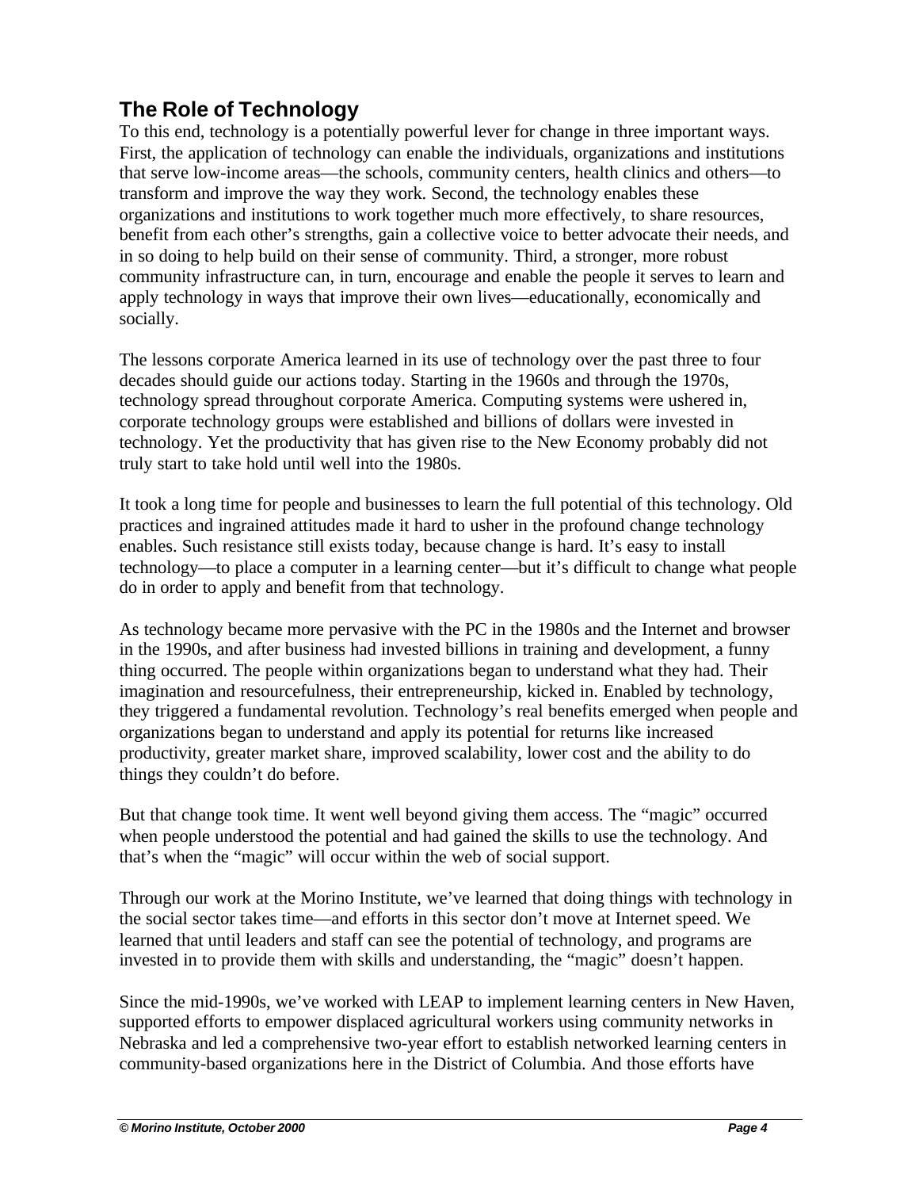## The Role of Technology

To this end, technology is a potentially powerful lever for change in three important ways. First, the application of technology can enable the individuals, organizations and institutions that serve low-income areas—the schools, community centers, health clinics and others—to transform and improve the way they work. Second, the technology enables these organizations and institutions to work together much more effectively, to share resources, benefit from each other's strengths, gain a collective voice to better advocate their needs, and in so doing to help build on their sense of community. Third, a stronger, more robust community infrastructure can, in turn, encourage and enable the people it serves to learn and apply technology in ways that improve their own lives—educationally, economically and socially.

The lessons corporate America learned in its use of technology over the past three to four decades should guide our actions today. Starting in the 1960s and through the 1970s, technology spread throughout corporate America. Computing systems were ushered in, corporate technology groups were established and billions of dollars were invested in technology. Yet the productivity that has given rise to the New Economy probably did not truly start to take hold until well into the 1980s.

It took a long time for people and businesses to learn the full potential of this technology. Old practices and ingrained attitudes made it hard to usher in the profound change technology enables. Such resistance still exists today, because change is hard. It's easy to install technology—to place a computer in a learning center—but it's difficult to change what people do in order to apply and benefit from that technology.

As technology became more pervasive with the PC in the 1980s and the Internet and browser in the 1990s, and after business had invested billions in training and development, a funny thing occurred. The people within organizations began to understand what they had. Their imagination and resourcefulness, their entrepreneurship, kicked in. Enabled by technology, they triggered a fundamental revolution. Technology's real benefits emerged when people and organizations began to understand and apply its potential for returns like increased productivity, greater market share, improved scalability, lower cost and the ability to do things they couldn't do before.

But that change took time. It went well beyond giving them access. The "magic" occurred when people understood the potential and had gained the skills to use the technology. And that's when the "magic" will occur within the web of social support.

Through our work at the Morino Institute, we've learned that doing things with technology in the social sector takes time—and efforts in this sector don't move at Internet speed. We learned that until leaders and staff can see the potential of technology, and programs are invested in to provide them with skills and understanding, the "magic" doesn't happen.

Since the mid-1990s, we've worked with LEAP to implement learning centers in New Haven, supported efforts to empower displaced agricultural workers using community networks in Nebraska and led a comprehensive two-year effort to establish networked learning centers in community-based organizations here in the District of Columbia. And those efforts have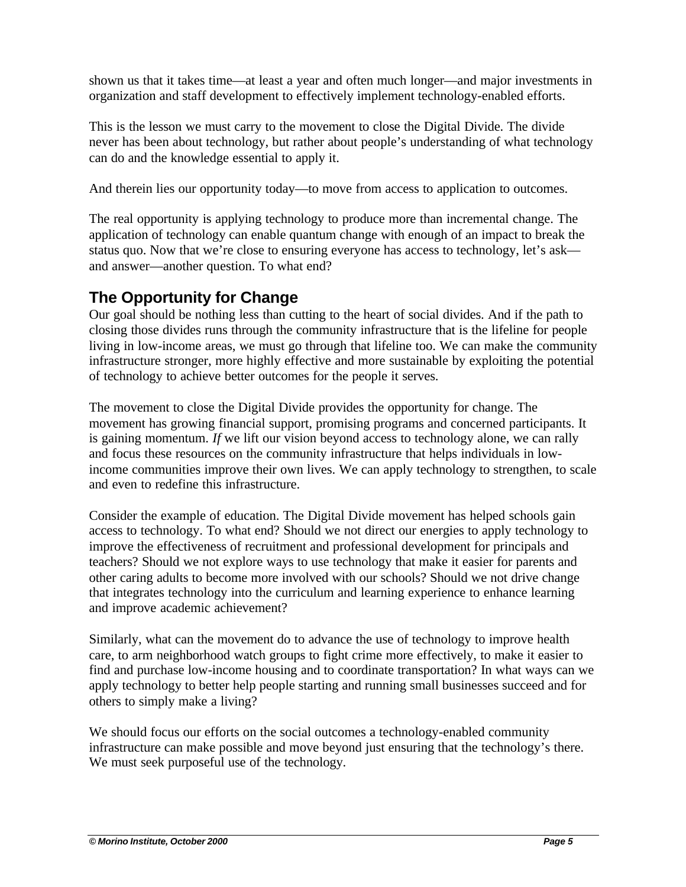shown us that it takes time—at least a year and often much longer—and major investments in organization and staff development to effectively implement technology-enabled efforts.

This is the lesson we must carry to the movement to close the Digital Divide. The divide never has been about technology, but rather about people's understanding of what technology can do and the knowledge essential to apply it.

And therein lies our opportunity today—to move from access to application to outcomes.

The real opportunity is applying technology to produce more than incremental change. The application of technology can enable quantum change with enough of an impact to break the status quo. Now that we're close to ensuring everyone has access to technology, let's ask—and answer—another question. To what end?

## The Opportunity for Change

Our goal should be nothing less than cutting to the heart of social divides. And if the path to closing those divides runs through the community infrastructure that is the lifeline for people living in low-income areas, we must go through that lifeline too. We can make the community infrastructure stronger, more highly effective and more sustainable by exploiting the potential of technology to achieve better outcomes for the people it serves.

The movement to close the Digital Divide provides the opportunity for change. The movement has growing financial support, promising programs and concerned participants. It is gaining momentum. *If* we lift our vision beyond access to technology alone, we can rally and focus these resources on the community infrastructure that helps individuals in low-income communities improve their own lives. We can apply technology to strengthen, to scale and even to redefine this infrastructure.

Consider the example of education. The Digital Divide movement has helped schools gain access to technology. To what end? Should we not direct our energies to apply technology to improve the effectiveness of recruitment and professional development for principals and teachers? Should we not explore ways to use technology that make it easier for parents and other caring adults to become more involved with our schools? Should we not drive change that integrates technology into the curriculum and learning experience to enhance learning and improve academic achievement?

Similarly, what can the movement do to advance the use of technology to improve health care, to arm neighborhood watch groups to fight crime more effectively, to make it easier to find and purchase low-income housing and to coordinate transportation? In what ways can we apply technology to better help people starting and running small businesses succeed and for others to simply make a living?

We should focus our efforts on the social outcomes a technology-enabled community infrastructure can make possible and move beyond just ensuring that the technology's there. We must seek purposeful use of the technology.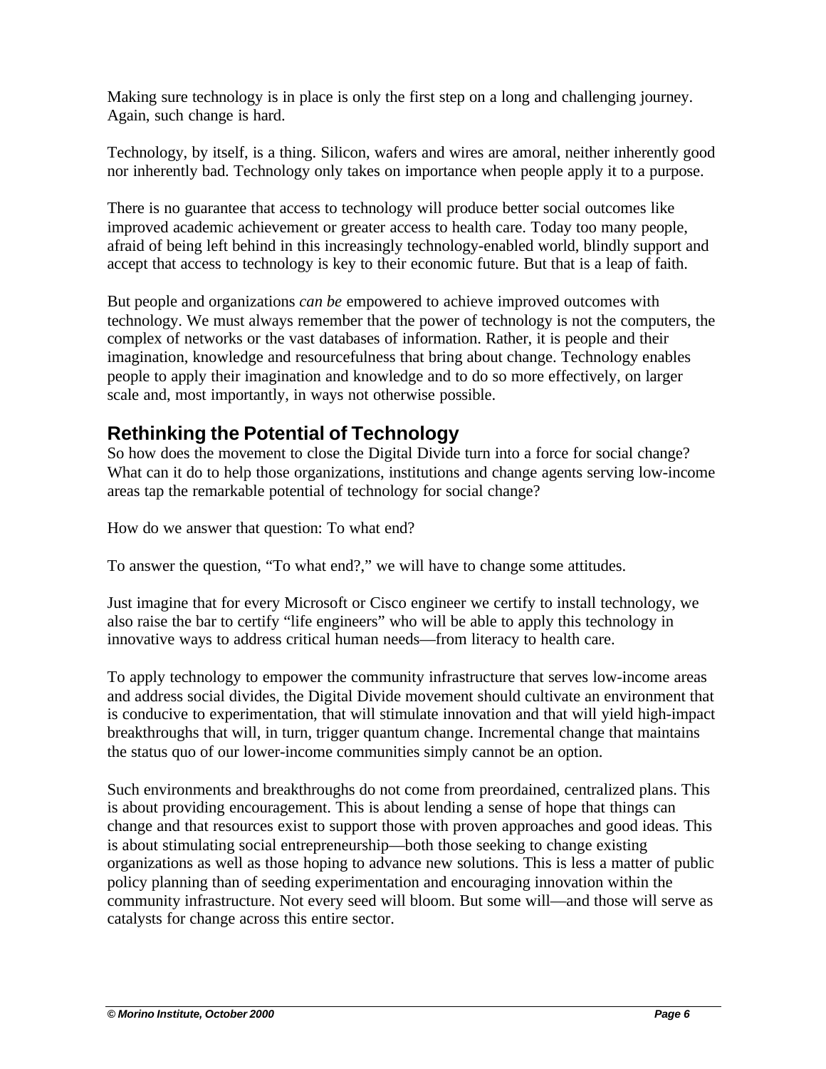Making sure technology is in place is only the first step on a long and challenging journey. Again, such change is hard.

Technology, by itself, is a thing. Silicon, wafers and wires are amoral, neither inherently good nor inherently bad. Technology only takes on importance when people apply it to a purpose.

There is no guarantee that access to technology will produce better social outcomes like improved academic achievement or greater access to health care. Today too many people, afraid of being left behind in this increasingly technology-enabled world, blindly support and accept that access to technology is key to their economic future. But that is a leap of faith.

But people and organizations *can be* empowered to achieve improved outcomes with technology. We must always remember that the power of technology is not the computers, the complex of networks or the vast databases of information. Rather, it is people and their imagination, knowledge and resourcefulness that bring about change. Technology enables people to apply their imagination and knowledge and to do so more effectively, on larger scale and, most importantly, in ways not otherwise possible.

## Rethinking the Potential of Technology

So how does the movement to close the Digital Divide turn into a force for social change? What can it do to help those organizations, institutions and change agents serving low-income areas tap the remarkable potential of technology for social change?

How do we answer that question: To what end?

To answer the question, "To what end?," we will have to change some attitudes.

Just imagine that for every Microsoft or Cisco engineer we certify to install technology, we also raise the bar to certify "life engineers" who will be able to apply this technology in innovative ways to address critical human needs—from literacy to health care.

To apply technology to empower the community infrastructure that serves low-income areas and address social divides, the Digital Divide movement should cultivate an environment that is conducive to experimentation, that will stimulate innovation and that will yield high-impact breakthroughs that will, in turn, trigger quantum change. Incremental change that maintains the status quo of our lower-income communities simply cannot be an option.

Such environments and breakthroughs do not come from preordained, centralized plans. This is about providing encouragement. This is about lending a sense of hope that things can change and that resources exist to support those with proven approaches and good ideas. This is about stimulating social entrepreneurship—both those seeking to change existing organizations as well as those hoping to advance new solutions. This is less a matter of public policy planning than of seeding experimentation and encouraging innovation within the community infrastructure. Not every seed will bloom. But some will—and those will serve as catalysts for change across this entire sector.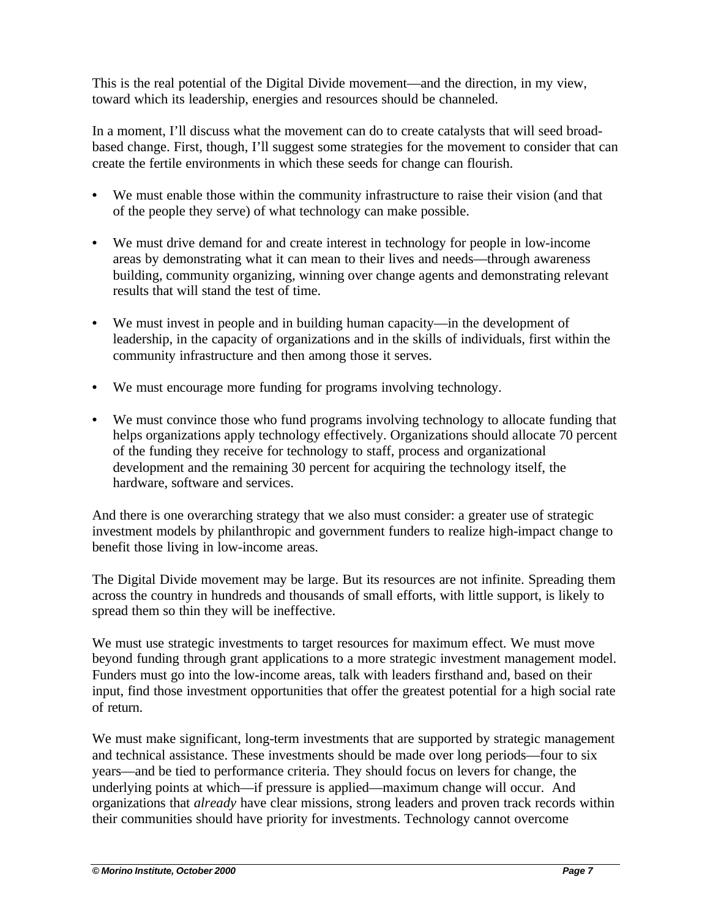This is the real potential of the Digital Divide movement—and the direction, in my view, toward which its leadership, energies and resources should be channeled.

In a moment, I'll discuss what the movement can do to create catalysts that will seed broad-based change. First, though, I'll suggest some strategies for the movement to consider that can create the fertile environments in which these seeds for change can flourish.

- We must enable those within the community infrastructure to raise their vision (and that of the people they serve) of what technology can make possible.
- We must drive demand for and create interest in technology for people in low-income areas by demonstrating what it can mean to their lives and needs—through awareness building, community organizing, winning over change agents and demonstrating relevant results that will stand the test of time.
- We must invest in people and in building human capacity—in the development of leadership, in the capacity of organizations and in the skills of individuals, first within the community infrastructure and then among those it serves.
- We must encourage more funding for programs involving technology.
- We must convince those who fund programs involving technology to allocate funding that helps organizations apply technology effectively. Organizations should allocate 70 percent of the funding they receive for technology to staff, process and organizational development and the remaining 30 percent for acquiring the technology itself, the hardware, software and services.

And there is one overarching strategy that we also must consider: a greater use of strategic investment models by philanthropic and government funders to realize high-impact change to benefit those living in low-income areas.

The Digital Divide movement may be large. But its resources are not infinite. Spreading them across the country in hundreds and thousands of small efforts, with little support, is likely to spread them so thin they will be ineffective.

We must use strategic investments to target resources for maximum effect. We must move beyond funding through grant applications to a more strategic investment management model. Funders must go into the low-income areas, talk with leaders firsthand and, based on their input, find those investment opportunities that offer the greatest potential for a high social rate of return.

We must make significant, long-term investments that are supported by strategic management and technical assistance. These investments should be made over long periods—four to six years—and be tied to performance criteria. They should focus on levers for change, the underlying points at which—if pressure is applied—maximum change will occur. And organizations that *already* have clear missions, strong leaders and proven track records within their communities should have priority for investments. Technology cannot overcome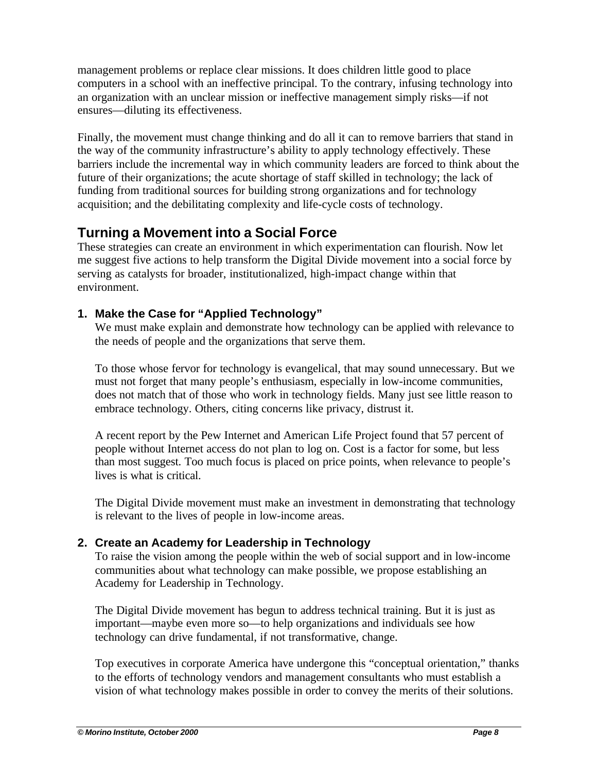management problems or replace clear missions. It does children little good to place computers in a school with an ineffective principal. To the contrary, infusing technology into an organization with an unclear mission or ineffective management simply risks—if not ensures—diluting its effectiveness.

Finally, the movement must change thinking and do all it can to remove barriers that stand in the way of the community infrastructure's ability to apply technology effectively. These barriers include the incremental way in which community leaders are forced to think about the future of their organizations; the acute shortage of staff skilled in technology; the lack of funding from traditional sources for building strong organizations and for technology acquisition; and the debilitating complexity and life-cycle costs of technology.

## Turning a Movement into a Social Force

These strategies can create an environment in which experimentation can flourish. Now let me suggest five actions to help transform the Digital Divide movement into a social force by serving as catalysts for broader, institutionalized, high-impact change within that environment.

### 1. Make the Case for "Applied Technology"

We must make explain and demonstrate how technology can be applied with relevance to the needs of people and the organizations that serve them.

To those whose fervor for technology is evangelical, that may sound unnecessary. But we must not forget that many people's enthusiasm, especially in low-income communities, does not match that of those who work in technology fields. Many just see little reason to embrace technology. Others, citing concerns like privacy, distrust it.

A recent report by the Pew Internet and American Life Project found that 57 percent of people without Internet access do not plan to log on. Cost is a factor for some, but less than most suggest. Too much focus is placed on price points, when relevance to people's lives is what is critical.

The Digital Divide movement must make an investment in demonstrating that technology is relevant to the lives of people in low-income areas.

### 2. Create an Academy for Leadership in Technology

To raise the vision among the people within the web of social support and in low-income communities about what technology can make possible, we propose establishing an Academy for Leadership in Technology.

The Digital Divide movement has begun to address technical training. But it is just as important—maybe even more so—to help organizations and individuals see how technology can drive fundamental, if not transformative, change.

Top executives in corporate America have undergone this "conceptual orientation," thanks to the efforts of technology vendors and management consultants who must establish a vision of what technology makes possible in order to convey the merits of their solutions.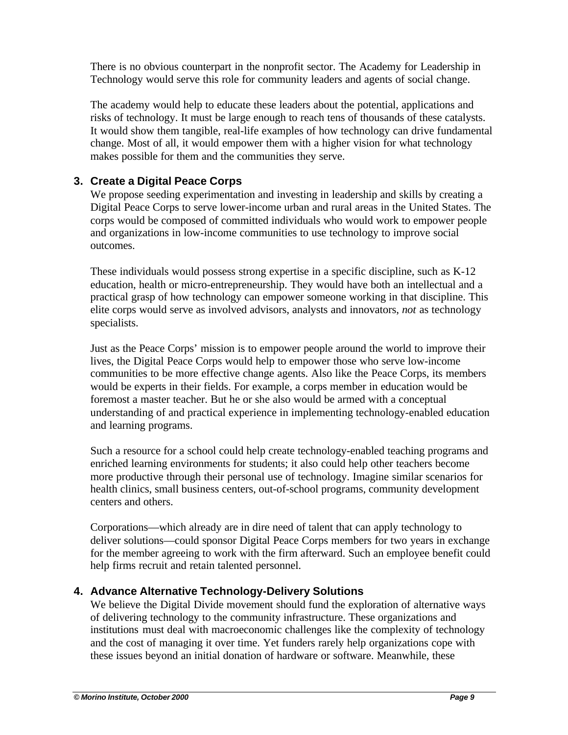There is no obvious counterpart in the nonprofit sector. The Academy for Leadership in Technology would serve this role for community leaders and agents of social change.

The academy would help to educate these leaders about the potential, applications and risks of technology. It must be large enough to reach tens of thousands of these catalysts. It would show them tangible, real-life examples of how technology can drive fundamental change. Most of all, it would empower them with a higher vision for what technology makes possible for them and the communities they serve.

### 3. Create a Digital Peace Corps

We propose seeding experimentation and investing in leadership and skills by creating a Digital Peace Corps to serve lower-income urban and rural areas in the United States. The corps would be composed of committed individuals who would work to empower people and organizations in low-income communities to use technology to improve social outcomes.

These individuals would possess strong expertise in a specific discipline, such as K-12 education, health or micro-entrepreneurship. They would have both an intellectual and a practical grasp of how technology can empower someone working in that discipline. This elite corps would serve as involved advisors, analysts and innovators, *not* as technology specialists.

Just as the Peace Corps' mission is to empower people around the world to improve their lives, the Digital Peace Corps would help to empower those who serve low-income communities to be more effective change agents. Also like the Peace Corps, its members would be experts in their fields. For example, a corps member in education would be foremost a master teacher. But he or she also would be armed with a conceptual understanding of and practical experience in implementing technology-enabled education and learning programs.

Such a resource for a school could help create technology-enabled teaching programs and enriched learning environments for students; it also could help other teachers become more productive through their personal use of technology. Imagine similar scenarios for health clinics, small business centers, out-of-school programs, community development centers and others.

Corporations—which already are in dire need of talent that can apply technology to deliver solutions—could sponsor Digital Peace Corps members for two years in exchange for the member agreeing to work with the firm afterward. Such an employee benefit could help firms recruit and retain talented personnel.

### 4. Advance Alternative Technology-Delivery Solutions

We believe the Digital Divide movement should fund the exploration of alternative ways of delivering technology to the community infrastructure. These organizations and institutions must deal with macroeconomic challenges like the complexity of technology and the cost of managing it over time. Yet funders rarely help organizations cope with these issues beyond an initial donation of hardware or software. Meanwhile, these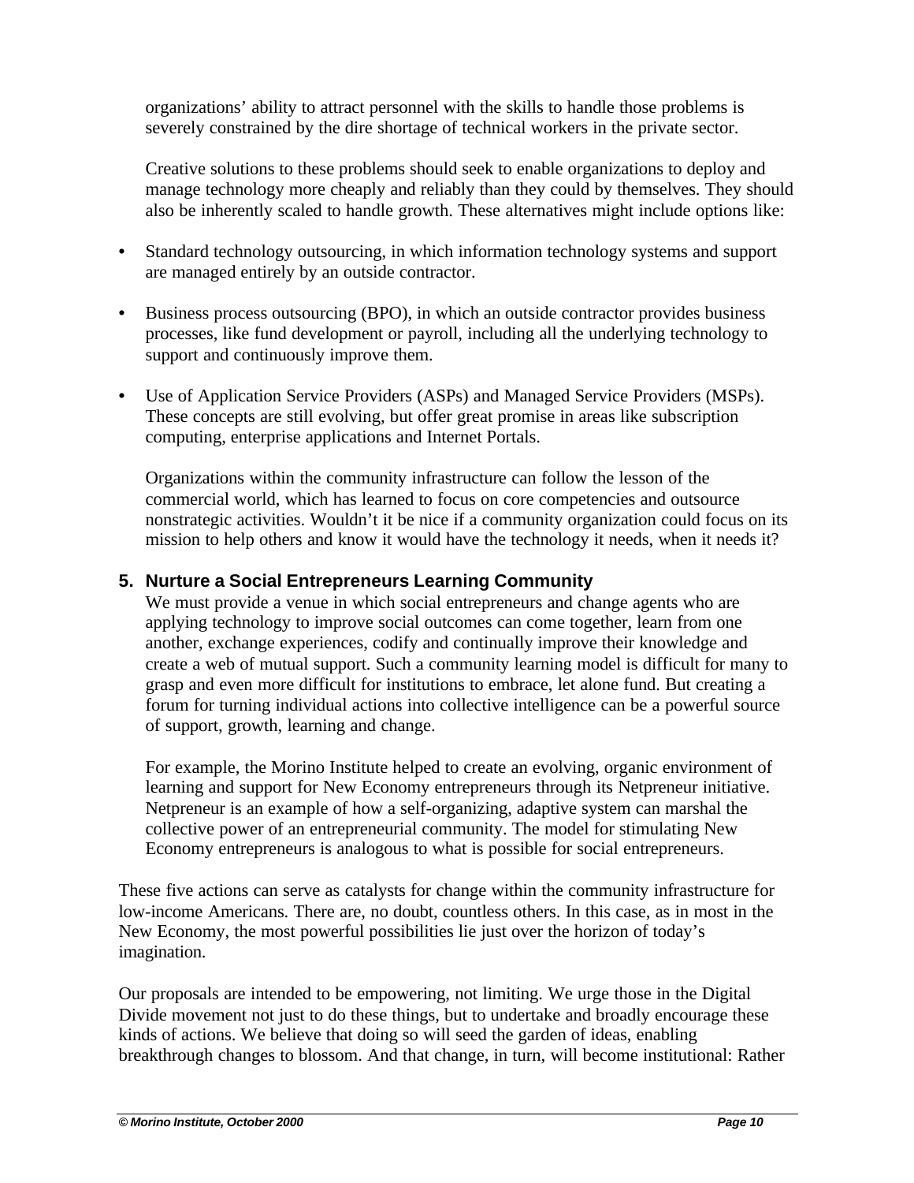organizations' ability to attract personnel with the skills to handle those problems is severely constrained by the dire shortage of technical workers in the private sector.

Creative solutions to these problems should seek to enable organizations to deploy and manage technology more cheaply and reliably than they could by themselves. They should also be inherently scaled to handle growth. These alternatives might include options like:

- Standard technology outsourcing, in which information technology systems and support are managed entirely by an outside contractor.
- Business process outsourcing (BPO), in which an outside contractor provides business processes, like fund development or payroll, including all the underlying technology to support and continuously improve them.
- Use of Application Service Providers (ASPs) and Managed Service Providers (MSPs). These concepts are still evolving, but offer great promise in areas like subscription computing, enterprise applications and Internet Portals.

Organizations within the community infrastructure can follow the lesson of the commercial world, which has learned to focus on core competencies and outsource nonstrategic activities. Wouldn't it be nice if a community organization could focus on its mission to help others and know it would have the technology it needs, when it needs it?

### 5. Nurture a Social Entrepreneurs Learning Community

We must provide a venue in which social entrepreneurs and change agents who are applying technology to improve social outcomes can come together, learn from one another, exchange experiences, codify and continually improve their knowledge and create a web of mutual support. Such a community learning model is difficult for many to grasp and even more difficult for institutions to embrace, let alone fund. But creating a forum for turning individual actions into collective intelligence can be a powerful source of support, growth, learning and change.

For example, the Morino Institute helped to create an evolving, organic environment of learning and support for New Economy entrepreneurs through its Netpreneur initiative. Netpreneur is an example of how a self-organizing, adaptive system can marshal the collective power of an entrepreneurial community. The model for stimulating New Economy entrepreneurs is analogous to what is possible for social entrepreneurs.

These five actions can serve as catalysts for change within the community infrastructure for low-income Americans. There are, no doubt, countless others. In this case, as in most in the New Economy, the most powerful possibilities lie just over the horizon of today's imagination.

Our proposals are intended to be empowering, not limiting. We urge those in the Digital Divide movement not just to do these things, but to undertake and broadly encourage these kinds of actions. We believe that doing so will seed the garden of ideas, enabling breakthrough changes to blossom. And that change, in turn, will become institutional: Rather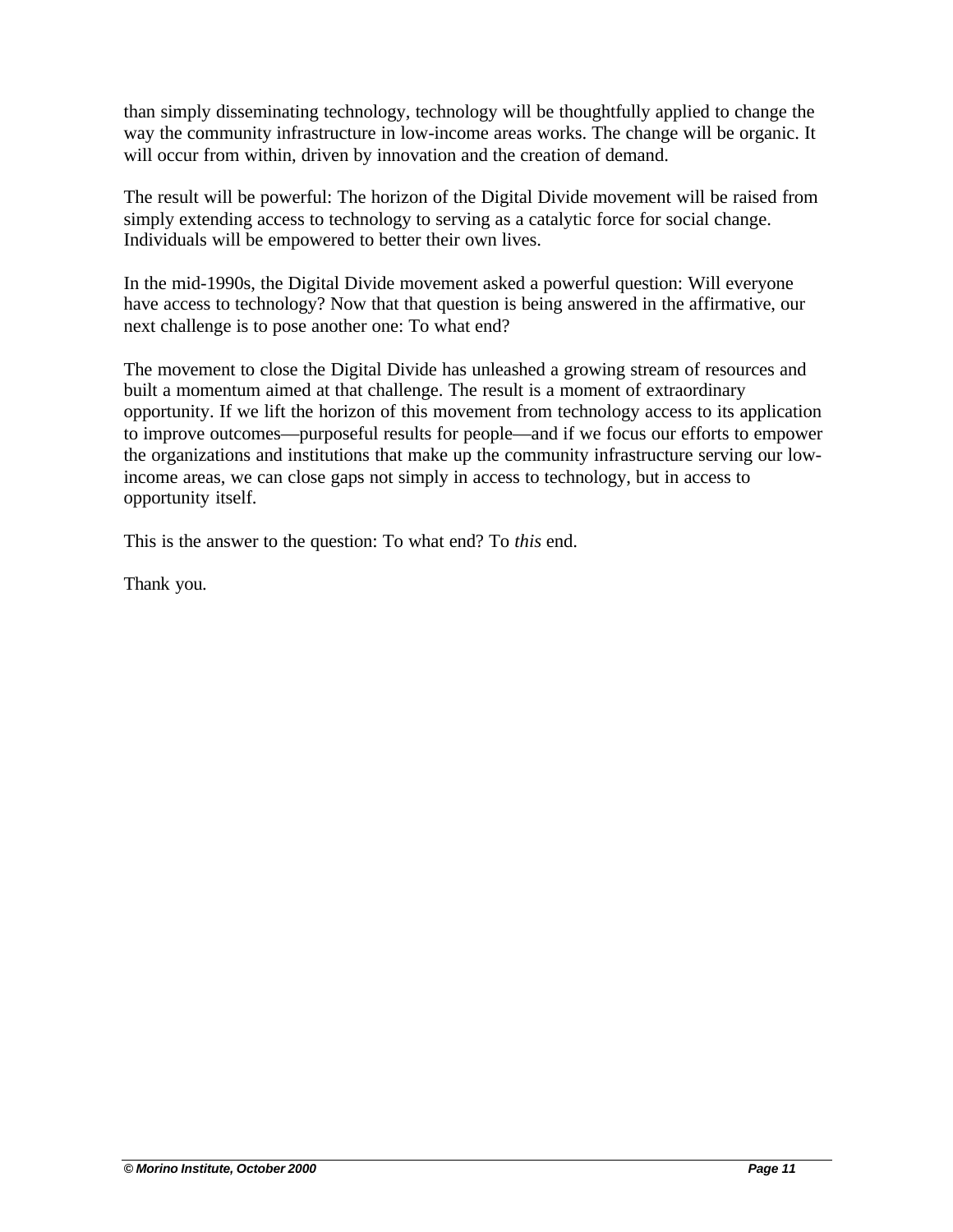than simply disseminating technology, technology will be thoughtfully applied to change the way the community infrastructure in low-income areas works. The change will be organic. It will occur from within, driven by innovation and the creation of demand.

The result will be powerful: The horizon of the Digital Divide movement will be raised from simply extending access to technology to serving as a catalytic force for social change. Individuals will be empowered to better their own lives.

In the mid-1990s, the Digital Divide movement asked a powerful question: Will everyone have access to technology? Now that that question is being answered in the affirmative, our next challenge is to pose another one: To what end?

The movement to close the Digital Divide has unleashed a growing stream of resources and built a momentum aimed at that challenge. The result is a moment of extraordinary opportunity. If we lift the horizon of this movement from technology access to its application to improve outcomes—purposeful results for people—and if we focus our efforts to empower the organizations and institutions that make up the community infrastructure serving our low-income areas, we can close gaps not simply in access to technology, but in access to opportunity itself.

This is the answer to the question: To what end? To *this* end.

Thank you.